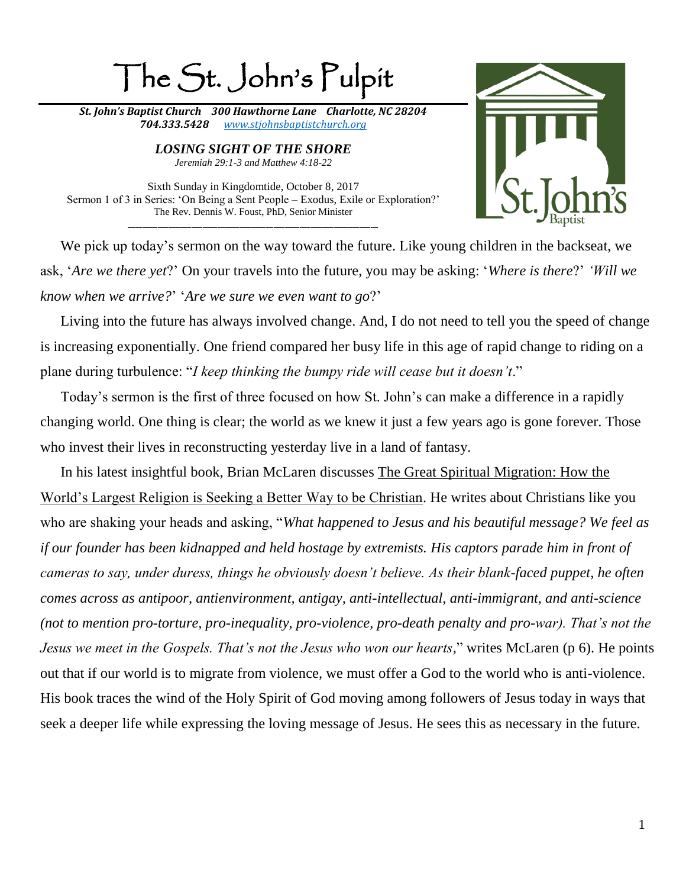# The St. John's Pulpit

***St. John's Baptist Church 300 Hawthorne Lane Charlotte, NC 28204***
***704.333.5428*** *[www.stjohnsbaptistchurch.org](http://www.stjohnsbaptistchurch.org)*

## *LOSING SIGHT OF THE SHORE*

*Jeremiah 29:1-3 and Matthew 4:18-22*

Sixth Sunday in Kingdomtide, October 8, 2017
Sermon 1 of 3 in Series: 'On Being a Sent People – Exodus, Exile or Exploration?'
The Rev. Dennis W. Foust, PhD, Senior Minister

---

We pick up today's sermon on the way toward the future. Like young children in the backseat, we ask, '*Are we there yet*?' On your travels into the future, you may be asking: '*Where is there*?' *'Will we know when we arrive?*' '*Are we sure we even want to go*?'

Living into the future has always involved change. And, I do not need to tell you the speed of change is increasing exponentially. One friend compared her busy life in this age of rapid change to riding on a plane during turbulence: "*I keep thinking the bumpy ride will cease but it doesn't*."

Today's sermon is the first of three focused on how St. John's can make a difference in a rapidly changing world. One thing is clear; the world as we knew it just a few years ago is gone forever. Those who invest their lives in reconstructing yesterday live in a land of fantasy.

In his latest insightful book, Brian McLaren discusses <u>The Great Spiritual Migration: How the World's Largest Religion is Seeking a Better Way to be Christian</u>. He writes about Christians like you who are shaking your heads and asking, "*What happened to Jesus and his beautiful message? We feel as if our founder has been kidnapped and held hostage by extremists. His captors parade him in front of cameras to say, under duress, things he obviously doesn't believe. As their blank-faced puppet, he often comes across as antipoor, antienvironment, antigay, anti-intellectual, anti-immigrant, and anti-science (not to mention pro-torture, pro-inequality, pro-violence, pro-death penalty and pro-war). That's not the Jesus we meet in the Gospels. That's not the Jesus who won our hearts*," writes McLaren (p 6). He points out that if our world is to migrate from violence, we must offer a God to the world who is anti-violence. His book traces the wind of the Holy Spirit of God moving among followers of Jesus today in ways that seek a deeper life while expressing the loving message of Jesus. He sees this as necessary in the future.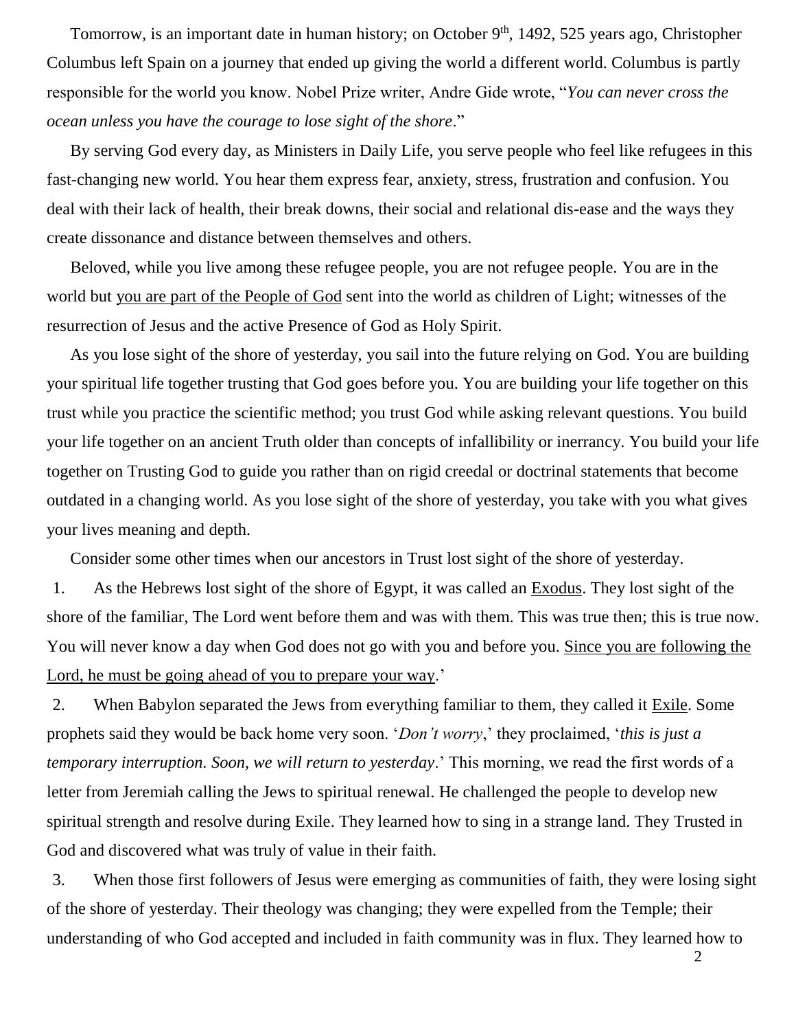Tomorrow, is an important date in human history; on October 9th, 1492, 525 years ago, Christopher Columbus left Spain on a journey that ended up giving the world a different world. Columbus is partly responsible for the world you know. Nobel Prize writer, Andre Gide wrote, "*You can never cross the ocean unless you have the courage to lose sight of the shore*."

By serving God every day, as Ministers in Daily Life, you serve people who feel like refugees in this fast-changing new world. You hear them express fear, anxiety, stress, frustration and confusion. You deal with their lack of health, their break downs, their social and relational dis-ease and the ways they create dissonance and distance between themselves and others.

Beloved, while you live among these refugee people, you are not refugee people. You are in the world but <u>you are part of the People of God</u> sent into the world as children of Light; witnesses of the resurrection of Jesus and the active Presence of God as Holy Spirit.

As you lose sight of the shore of yesterday, you sail into the future relying on God. You are building your spiritual life together trusting that God goes before you. You are building your life together on this trust while you practice the scientific method; you trust God while asking relevant questions. You build your life together on an ancient Truth older than concepts of infallibility or inerrancy. You build your life together on Trusting God to guide you rather than on rigid creedal or doctrinal statements that become outdated in a changing world. As you lose sight of the shore of yesterday, you take with you what gives your lives meaning and depth.

Consider some other times when our ancestors in Trust lost sight of the shore of yesterday.

1. As the Hebrews lost sight of the shore of Egypt, it was called an <u>Exodus</u>. They lost sight of the shore of the familiar, The Lord went before them and was with them. This was true then; this is true now. You will never know a day when God does not go with you and before you. <u>Since you are following the Lord, he must be going ahead of you to prepare your way</u>.'

2. When Babylon separated the Jews from everything familiar to them, they called it <u>Exile</u>. Some prophets said they would be back home very soon. '*Don't worry*,' they proclaimed, '*this is just a temporary interruption. Soon, we will return to yesterday*.' This morning, we read the first words of a letter from Jeremiah calling the Jews to spiritual renewal. He challenged the people to develop new spiritual strength and resolve during Exile. They learned how to sing in a strange land. They Trusted in God and discovered what was truly of value in their faith.

3. When those first followers of Jesus were emerging as communities of faith, they were losing sight of the shore of yesterday. Their theology was changing; they were expelled from the Temple; their understanding of who God accepted and included in faith community was in flux. They learned how to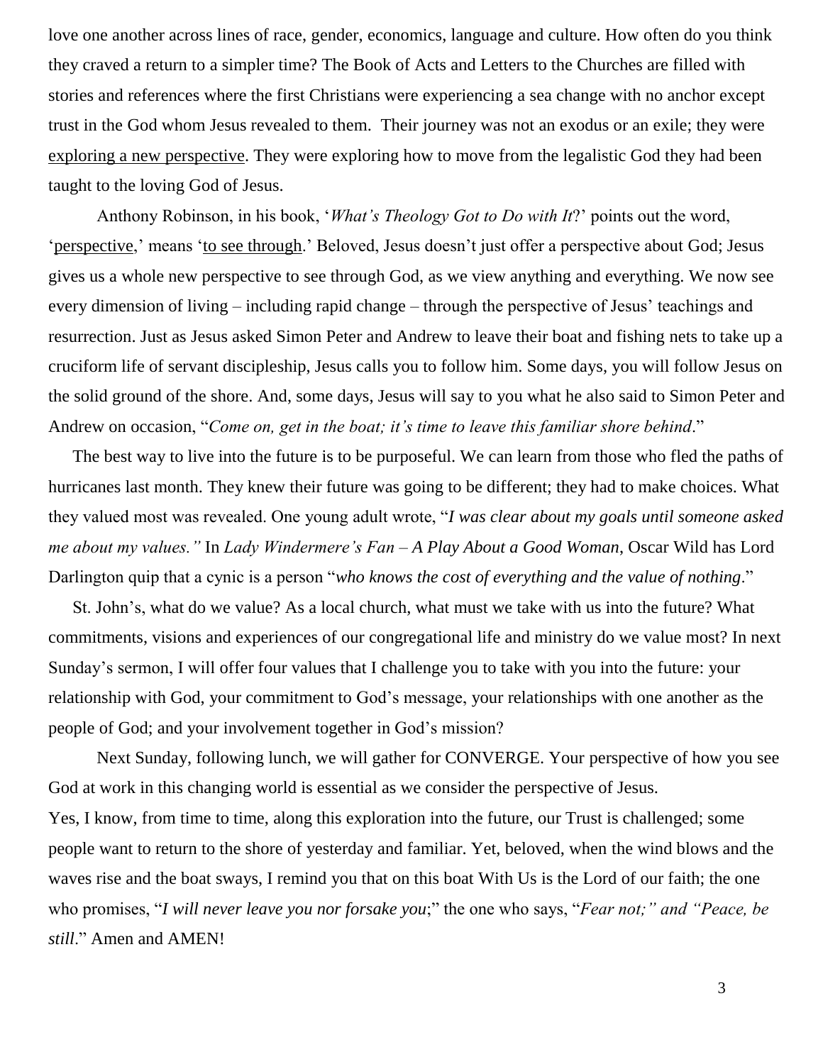love one another across lines of race, gender, economics, language and culture. How often do you think they craved a return to a simpler time? The Book of Acts and Letters to the Churches are filled with stories and references where the first Christians were experiencing a sea change with no anchor except trust in the God whom Jesus revealed to them. Their journey was not an exodus or an exile; they were <u>exploring a new perspective</u>. They were exploring how to move from the legalistic God they had been taught to the loving God of Jesus.

Anthony Robinson, in his book, '*What's Theology Got to Do with It*?' points out the word, '<u>perspective</u>,' means '<u>to see through</u>.' Beloved, Jesus doesn't just offer a perspective about God; Jesus gives us a whole new perspective to see through God, as we view anything and everything. We now see every dimension of living – including rapid change – through the perspective of Jesus' teachings and resurrection. Just as Jesus asked Simon Peter and Andrew to leave their boat and fishing nets to take up a cruciform life of servant discipleship, Jesus calls you to follow him. Some days, you will follow Jesus on the solid ground of the shore. And, some days, Jesus will say to you what he also said to Simon Peter and Andrew on occasion, "*Come on, get in the boat; it's time to leave this familiar shore behind*."

The best way to live into the future is to be purposeful. We can learn from those who fled the paths of hurricanes last month. They knew their future was going to be different; they had to make choices. What they valued most was revealed. One young adult wrote, "*I was clear about my goals until someone asked me about my values."* In *Lady Windermere's Fan – A Play About a Good Woman*, Oscar Wild has Lord Darlington quip that a cynic is a person "*who knows the cost of everything and the value of nothing*."

St. John's, what do we value? As a local church, what must we take with us into the future? What commitments, visions and experiences of our congregational life and ministry do we value most? In next Sunday's sermon, I will offer four values that I challenge you to take with you into the future: your relationship with God, your commitment to God's message, your relationships with one another as the people of God; and your involvement together in God's mission?

Next Sunday, following lunch, we will gather for CONVERGE. Your perspective of how you see God at work in this changing world is essential as we consider the perspective of Jesus.

Yes, I know, from time to time, along this exploration into the future, our Trust is challenged; some people want to return to the shore of yesterday and familiar. Yet, beloved, when the wind blows and the waves rise and the boat sways, I remind you that on this boat With Us is the Lord of our faith; the one who promises, "*I will never leave you nor forsake you*;" the one who says, "*Fear not;" and "Peace, be still*." Amen and AMEN!